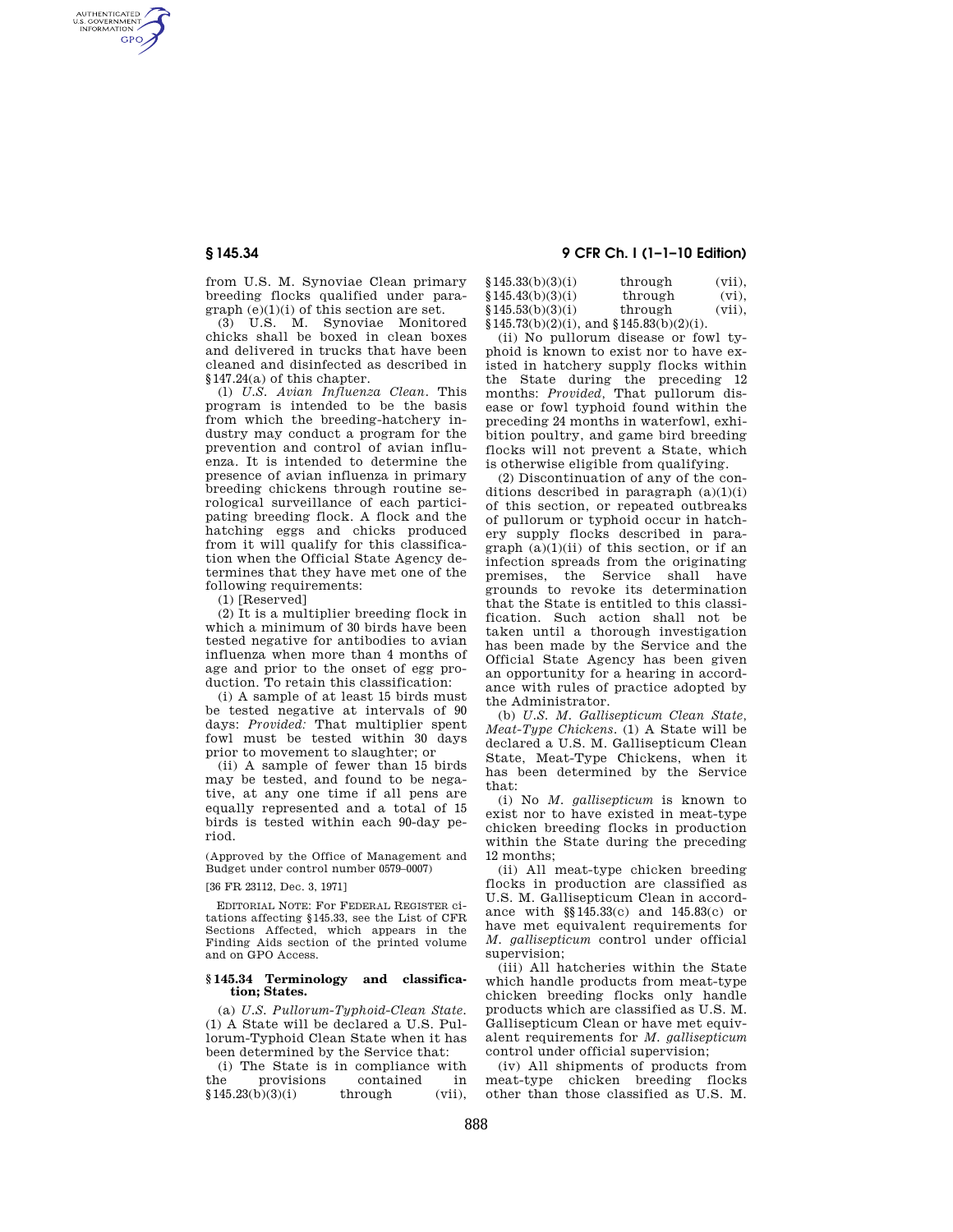from U.S. M. Synoviae Clean primary breeding flocks qualified under paragraph (e)(1)(i) of this section are set.

(3) U.S. M. Synoviae Monitored chicks shall be boxed in clean boxes and delivered in trucks that have been cleaned and disinfected as described in §147.24(a) of this chapter.

(l) *U.S. Avian Influenza Clean.* This program is intended to be the basis from which the breeding-hatchery industry may conduct a program for the prevention and control of avian influenza. It is intended to determine the presence of avian influenza in primary breeding chickens through routine serological surveillance of each participating breeding flock. A flock and the hatching eggs and chicks produced from it will qualify for this classification when the Official State Agency determines that they have met one of the following requirements:

(1) [Reserved]

(2) It is a multiplier breeding flock in which a minimum of 30 birds have been tested negative for antibodies to avian influenza when more than 4 months of age and prior to the onset of egg production. To retain this classification:

(i) A sample of at least 15 birds must be tested negative at intervals of 90 days: *Provided:* That multiplier spent fowl must be tested within 30 days prior to movement to slaughter; or

(ii) A sample of fewer than 15 birds may be tested, and found to be negative, at any one time if all pens are equally represented and a total of 15 birds is tested within each 90-day period.

(Approved by the Office of Management and Budget under control number 0579–0007)

[36 FR 23112, Dec. 3, 1971]

EDITORIAL NOTE: For FEDERAL REGISTER citations affecting §145.33, see the List of CFR Sections Affected, which appears in the Finding Aids section of the printed volume and on GPO Access.

## § 145.34 Terminology and classification; States.

(a) *U.S. Pullorum-Typhoid-Clean State.* (1) A State will be declared a U.S. Pullorum-Typhoid Clean State when it has been determined by the Service that:

(i) The State is in compliance with the provisions contained in §145.23(b)(3)(i) through (vii), §145.33(b)(3)(i) through (vii), §145.43(b)(3)(i) through (vi), §145.53(b)(3)(i) through (vii), §145.73(b)(2)(i), and §145.83(b)(2)(i).

(ii) No pullorum disease or fowl typhoid is known to exist nor to have existed in hatchery supply flocks within the State during the preceding 12 months: *Provided,* That pullorum disease or fowl typhoid found within the preceding 24 months in waterfowl, exhibition poultry, and game bird breeding flocks will not prevent a State, which is otherwise eligible from qualifying.

(2) Discontinuation of any of the conditions described in paragraph (a)(1)(i) of this section, or repeated outbreaks of pullorum or typhoid occur in hatchery supply flocks described in paragraph (a)(1)(ii) of this section, or if an infection spreads from the originating premises, the Service shall have grounds to revoke its determination that the State is entitled to this classification. Such action shall not be taken until a thorough investigation has been made by the Service and the Official State Agency has been given an opportunity for a hearing in accordance with rules of practice adopted by the Administrator.

(b) *U.S. M. Gallisepticum Clean State, Meat-Type Chickens.* (1) A State will be declared a U.S. M. Gallisepticum Clean State, Meat-Type Chickens, when it has been determined by the Service that:

(i) No *M. gallisepticum* is known to exist nor to have existed in meat-type chicken breeding flocks in production within the State during the preceding 12 months;

(ii) All meat-type chicken breeding flocks in production are classified as U.S. M. Gallisepticum Clean in accordance with §§145.33(c) and 145.83(c) or have met equivalent requirements for *M. gallisepticum* control under official supervision;

(iii) All hatcheries within the State which handle products from meat-type chicken breeding flocks only handle products which are classified as U.S. M. Gallisepticum Clean or have met equivalent requirements for *M. gallisepticum* control under official supervision;

(iv) All shipments of products from meat-type chicken breeding flocks other than those classified as U.S. M.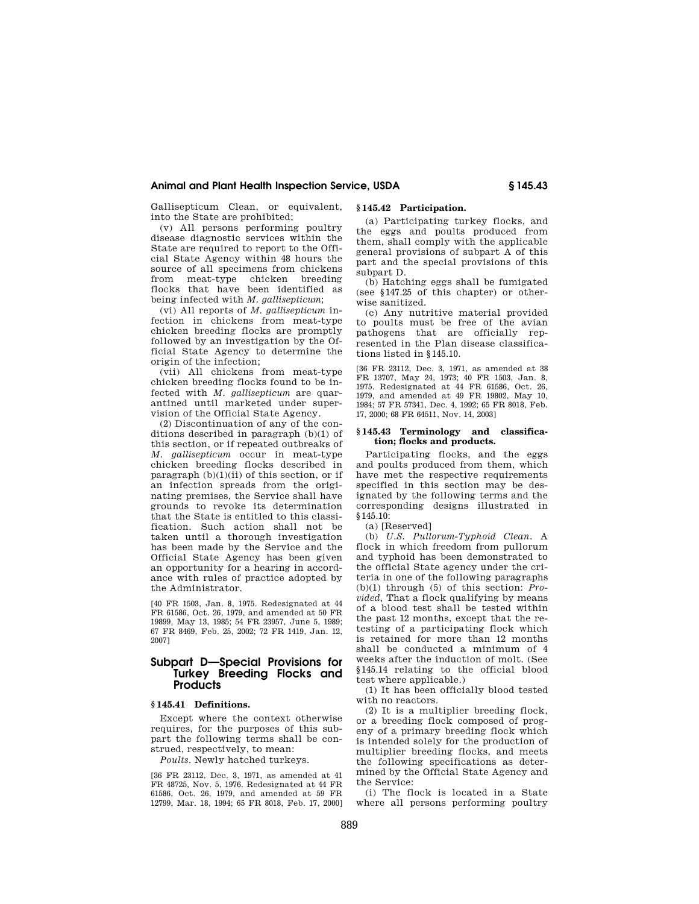Gallisepticum Clean, or equivalent, into the State are prohibited;

(v) All persons performing poultry disease diagnostic services within the State are required to report to the Official State Agency within 48 hours the source of all specimens from chickens from meat-type chicken breeding flocks that have been identified as being infected with *M. gallisepticum*;

(vi) All reports of *M. gallisepticum* infection in chickens from meat-type chicken breeding flocks are promptly followed by an investigation by the Official State Agency to determine the origin of the infection;

(vii) All chickens from meat-type chicken breeding flocks found to be infected with *M. gallisepticum* are quarantined until marketed under supervision of the Official State Agency.

(2) Discontinuation of any of the conditions described in paragraph (b)(1) of this section, or if repeated outbreaks of *M. gallisepticum* occur in meat-type chicken breeding flocks described in paragraph (b)(1)(ii) of this section, or if an infection spreads from the originating premises, the Service shall have grounds to revoke its determination that the State is entitled to this classification. Such action shall not be taken until a thorough investigation has been made by the Service and the Official State Agency has been given an opportunity for a hearing in accordance with rules of practice adopted by the Administrator.

[40 FR 1503, Jan. 8, 1975. Redesignated at 44 FR 61586, Oct. 26, 1979, and amended at 50 FR 19899, May 13, 1985; 54 FR 23957, June 5, 1989; 67 FR 8469, Feb. 25, 2002; 72 FR 1419, Jan. 12, 2007]

## Subpart D—Special Provisions for Turkey Breeding Flocks and Products

### § 145.41 Definitions.

Except where the context otherwise requires, for the purposes of this subpart the following terms shall be construed, respectively, to mean:

*Poults.* Newly hatched turkeys.

[36 FR 23112, Dec. 3, 1971, as amended at 41 FR 48725, Nov. 5, 1976. Redesignated at 44 FR 61586, Oct. 26, 1979, and amended at 59 FR 12799, Mar. 18, 1994; 65 FR 8018, Feb. 17, 2000]

### § 145.42 Participation.

(a) Participating turkey flocks, and the eggs and poults produced from them, shall comply with the applicable general provisions of subpart A of this part and the special provisions of this subpart D.

(b) Hatching eggs shall be fumigated (see § 147.25 of this chapter) or otherwise sanitized.

(c) Any nutritive material provided to poults must be free of the avian pathogens that are officially represented in the Plan disease classifications listed in § 145.10.

[36 FR 23112, Dec. 3, 1971, as amended at 38 FR 13707, May 24, 1973; 40 FR 1503, Jan. 8, 1975. Redesignated at 44 FR 61586, Oct. 26, 1979, and amended at 49 FR 19802, May 10, 1984; 57 FR 57341, Dec. 4, 1992; 65 FR 8018, Feb. 17, 2000; 68 FR 64511, Nov. 14, 2003]

### § 145.43 Terminology and classification; flocks and products.

Participating flocks, and the eggs and poults produced from them, which have met the respective requirements specified in this section may be designated by the following terms and the corresponding designs illustrated in § 145.10:

(a) [Reserved]

(b) *U.S. Pullorum-Typhoid Clean.* A flock in which freedom from pullorum and typhoid has been demonstrated to the official State agency under the criteria in one of the following paragraphs (b)(1) through (5) of this section: *Provided*, That a flock qualifying by means of a blood test shall be tested within the past 12 months, except that the retesting of a participating flock which is retained for more than 12 months shall be conducted a minimum of 4 weeks after the induction of molt. (See § 145.14 relating to the official blood test where applicable.)

(1) It has been officially blood tested with no reactors.

(2) It is a multiplier breeding flock, or a breeding flock composed of progeny of a primary breeding flock which is intended solely for the production of multiplier breeding flocks, and meets the following specifications as determined by the Official State Agency and the Service:

(i) The flock is located in a State where all persons performing poultry